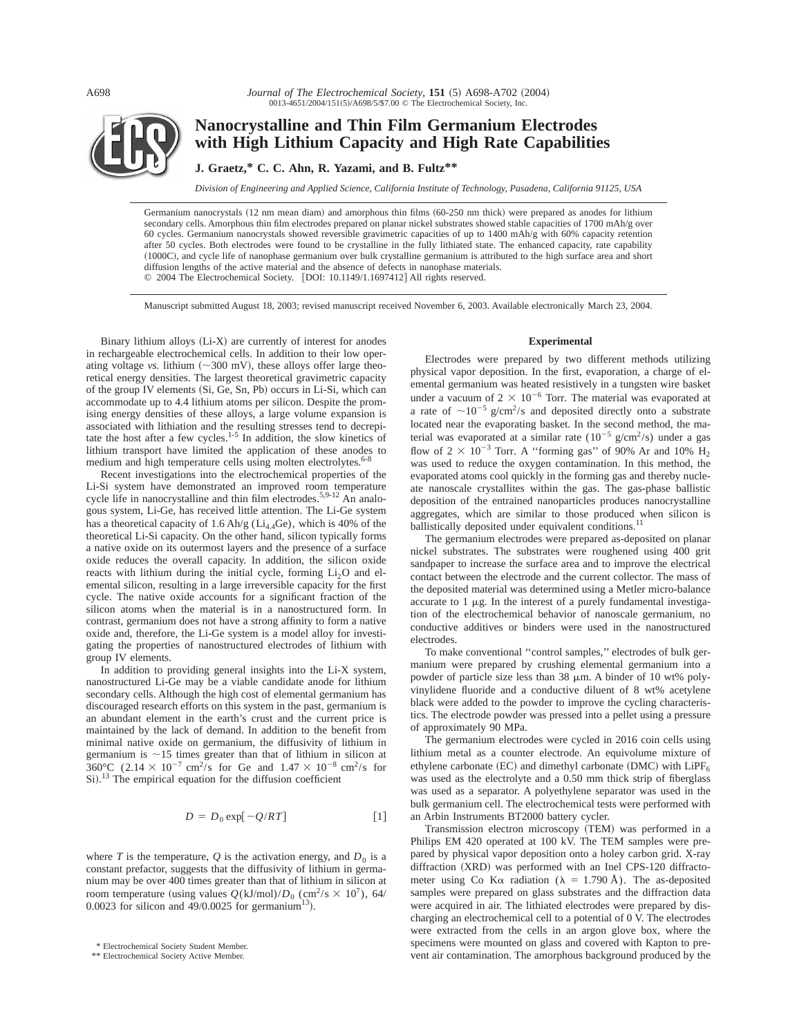# Nanocrystalline and Thin Film Germanium Electrodes with High Lithium Capacity and High Rate Capabilities

**J. Graetz,* C. C. Ahn, R. Yazami, and B. Fultz****

*Division of Engineering and Applied Science, California Institute of Technology, Pasadena, California 91125, USA*

Germanium nanocrystals (12 nm mean diam) and amorphous thin films (60-250 nm thick) were prepared as anodes for lithium secondary cells. Amorphous thin film electrodes prepared on planar nickel substrates showed stable capacities of 1700 mAh/g over 60 cycles. Germanium nanocrystals showed reversible gravimetric capacities of up to 1400 mAh/g with 60% capacity retention after 50 cycles. Both electrodes were found to be crystalline in the fully lithiated state. The enhanced capacity, rate capability (1000C), and cycle life of nanophase germanium over bulk crystalline germanium is attributed to the high surface area and short diffusion lengths of the active material and the absence of defects in nanophase materials.
© 2004 The Electrochemical Society. [DOI: 10.1149/1.1697412] All rights reserved.

Manuscript submitted August 18, 2003; revised manuscript received November 6, 2003. Available electronically March 23, 2004.

Binary lithium alloys (Li-X) are currently of interest for anodes in rechargeable electrochemical cells. In addition to their low operating voltage *vs.* lithium (~300 mV), these alloys offer large theoretical energy densities. The largest theoretical gravimetric capacity of the group IV elements (Si, Ge, Sn, Pb) occurs in Li-Si, which can accommodate up to 4.4 lithium atoms per silicon. Despite the promising energy densities of these alloys, a large volume expansion is associated with lithiation and the resulting stresses tend to decrepitate the host after a few cycles.[1-5] In addition, the slow kinetics of lithium transport have limited the application of these anodes to medium and high temperature cells using molten electrolytes.[6-8]

Recent investigations into the electrochemical properties of the Li-Si system have demonstrated an improved room temperature cycle life in nanocrystalline and thin film electrodes.[5,9-12] An analogous system, Li-Ge, has received little attention. The Li-Ge system has a theoretical capacity of 1.6 Ah/g ($Li_{4.4}Ge$), which is 40% of the theoretical Li-Si capacity. On the other hand, silicon typically forms a native oxide on its outermost layers and the presence of a surface oxide reduces the overall capacity. In addition, the silicon oxide reacts with lithium during the initial cycle, forming $Li_2O$ and elemental silicon, resulting in a large irreversible capacity for the first cycle. The native oxide accounts for a significant fraction of the silicon atoms when the material is in a nanostructured form. In contrast, germanium does not have a strong affinity to form a native oxide and, therefore, the Li-Ge system is a model alloy for investigating the properties of nanostructured electrodes of lithium with group IV elements.

In addition to providing general insights into the Li-X system, nanostructured Li-Ge may be a viable candidate anode for lithium secondary cells. Although the high cost of elemental germanium has discouraged research efforts on this system in the past, germanium is an abundant element in the earth's crust and the current price is maintained by the lack of demand. In addition to the benefit from minimal native oxide on germanium, the diffusivity of lithium in germanium is ~15 times greater than that of lithium in silicon at 360°C ($2.14 \times 10^{-7}$ cm$^2$/s for Ge and $1.47 \times 10^{-8}$ cm$^2$/s for Si).[13] The empirical equation for the diffusion coefficient

$$D = D_0 \exp[-Q/RT] \quad [1]$$

where $T$ is the temperature, $Q$ is the activation energy, and $D_0$ is a constant prefactor, suggests that the diffusivity of lithium in germanium may be over 400 times greater than that of lithium in silicon at room temperature (using values $Q$(kJ/mol)/$D_0$ (cm$^2$/s $\times$ $10^7$), 64/0.0023 for silicon and 49/0.0025 for germanium[13]).

## Experimental

Electrodes were prepared by two different methods utilizing physical vapor deposition. In the first, evaporation, a charge of elemental germanium was heated resistively in a tungsten wire basket under a vacuum of $2 \times 10^{-6}$ Torr. The material was evaporated at a rate of ~$10^{-5}$ g/cm$^2$/s and deposited directly onto a substrate located near the evaporating basket. In the second method, the material was evaporated at a similar rate ($10^{-5}$ g/cm$^2$/s) under a gas flow of $2 \times 10^{-3}$ Torr. A ''forming gas'' of 90% Ar and 10% $H_2$ was used to reduce the oxygen contamination. In this method, the evaporated atoms cool quickly in the forming gas and thereby nucleate nanoscale crystallites within the gas. The gas-phase ballistic deposition of the entrained nanoparticles produces nanocrystalline aggregates, which are similar to those produced when silicon is ballistically deposited under equivalent conditions.[11]

The germanium electrodes were prepared as-deposited on planar nickel substrates. The substrates were roughened using 400 grit sandpaper to increase the surface area and to improve the electrical contact between the electrode and the current collector. The mass of the deposited material was determined using a Metler micro-balance accurate to 1 μg. In the interest of a purely fundamental investigation of the electrochemical behavior of nanoscale germanium, no conductive additives or binders were used in the nanostructured electrodes.

To make conventional ''control samples,'' electrodes of bulk germanium were prepared by crushing elemental germanium into a powder of particle size less than 38 μm. A binder of 10 wt% polyvinylidene fluoride and a conductive diluent of 8 wt% acetylene black were added to the powder to improve the cycling characteristics. The electrode powder was pressed into a pellet using a pressure of approximately 90 MPa.

The germanium electrodes were cycled in 2016 coin cells using lithium metal as a counter electrode. An equivolume mixture of ethylene carbonate (EC) and dimethyl carbonate (DMC) with $LiPF_6$ was used as the electrolyte and a 0.50 mm thick strip of fiberglass was used as a separator. A polyethylene separator was used in the bulk germanium cell. The electrochemical tests were performed with an Arbin Instruments BT2000 battery cycler.

Transmission electron microscopy (TEM) was performed in a Philips EM 420 operated at 100 kV. The TEM samples were prepared by physical vapor deposition onto a holey carbon grid. X-ray diffraction (XRD) was performed with an Inel CPS-120 diffractometer using Co Kα radiation (λ = 1.790 Å). The as-deposited samples were prepared on glass substrates and the diffraction data were acquired in air. The lithiated electrodes were prepared by discharging an electrochemical cell to a potential of 0 V. The electrodes were extracted from the cells in an argon glove box, where the specimens were mounted on glass and covered with Kapton to prevent air contamination. The amorphous background produced by the

\* Electrochemical Society Student Member.
\*\* Electrochemical Society Active Member.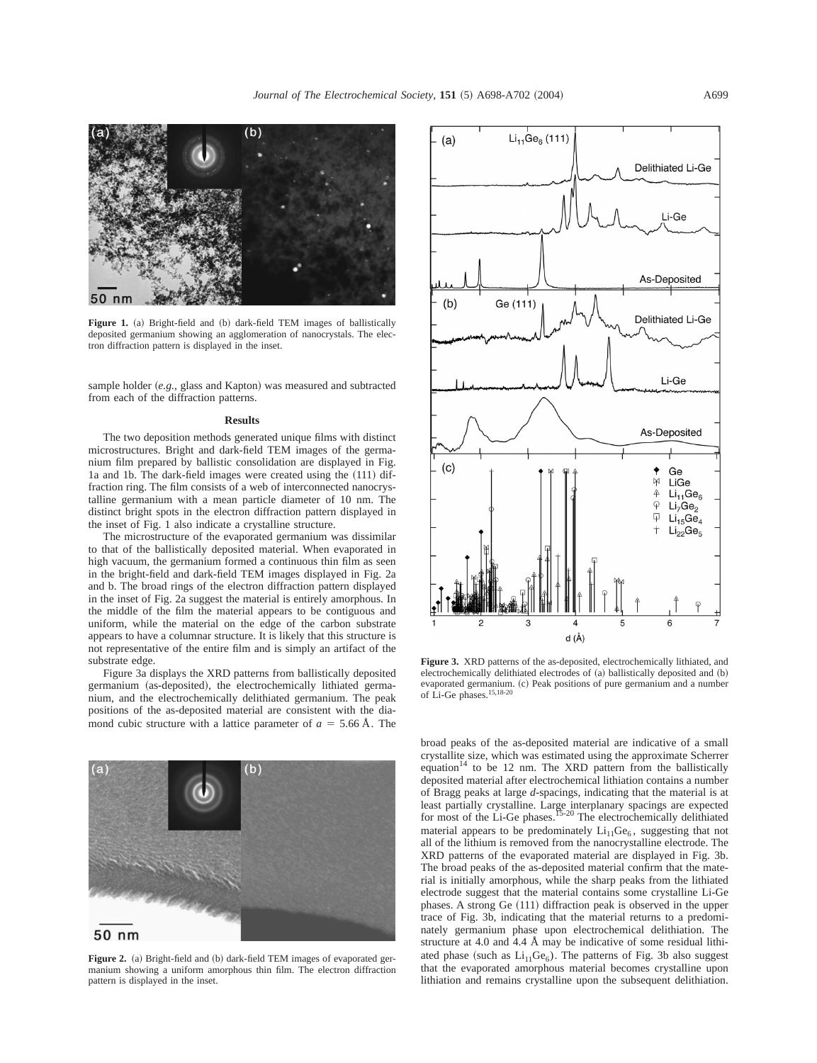**Figure 1.** (a) Bright-field and (b) dark-field TEM images of ballistically deposited germanium showing an agglomeration of nanocrystals. The electron diffraction pattern is displayed in the inset.

sample holder (*e.g.*, glass and Kapton) was measured and subtracted from each of the diffraction patterns.

### Results

The two deposition methods generated unique films with distinct microstructures. Bright and dark-field TEM images of the germanium film prepared by ballistic consolidation are displayed in Fig. 1a and 1b. The dark-field images were created using the (111) diffraction ring. The film consists of a web of interconnected nanocrystalline germanium with a mean particle diameter of 10 nm. The distinct bright spots in the electron diffraction pattern displayed in the inset of Fig. 1 also indicate a crystalline structure.

The microstructure of the evaporated germanium was dissimilar to that of the ballistically deposited material. When evaporated in high vacuum, the germanium formed a continuous thin film as seen in the bright-field and dark-field TEM images displayed in Fig. 2a and b. The broad rings of the electron diffraction pattern displayed in the inset of Fig. 2a suggest the material is entirely amorphous. In the middle of the film the material appears to be contiguous and uniform, while the material on the edge of the carbon substrate appears to have a columnar structure. It is likely that this structure is not representative of the entire film and is simply an artifact of the substrate edge.

Figure 3a displays the XRD patterns from ballistically deposited germanium (as-deposited), the electrochemically lithiated germanium, and the electrochemically delithiated germanium. The peak positions of the as-deposited material are consistent with the diamond cubic structure with a lattice parameter of $a = 5.66$ Å. The broad peaks of the as-deposited material are indicative of a small crystallite size, which was estimated using the approximate Scherrer equation[14] to be 12 nm. The XRD pattern from the ballistically deposited material after electrochemical lithiation contains a number of Bragg peaks at large *d*-spacings, indicating that the material is at least partially crystalline. Large interplanary spacings are expected for most of the Li-Ge phases.[15-20] The electrochemically delithiated material appears to be predominately $Li_{11}Ge_6$, suggesting that not all of the lithium is removed from the nanocrystalline electrode. The XRD patterns of the evaporated material are displayed in Fig. 3b. The broad peaks of the as-deposited material confirm that the material is initially amorphous, while the sharp peaks from the lithiated electrode suggest that the material contains some crystalline Li-Ge phases. A strong Ge (111) diffraction peak is observed in the upper trace of Fig. 3b, indicating that the material returns to a predominately germanium phase upon electrochemical delithiation. The structure at 4.0 and 4.4 Å may be indicative of some residual lithiated phase (such as $Li_{11}Ge_6$). The patterns of Fig. 3b also suggest that the evaporated amorphous material becomes crystalline upon lithiation and remains crystalline upon the subsequent delithiation.

**Figure 2.** (a) Bright-field and (b) dark-field TEM images of evaporated germanium showing a uniform amorphous thin film. The electron diffraction pattern is displayed in the inset.

**Figure 3.** XRD patterns of the as-deposited, electrochemically lithiated, and electrochemically delithiated electrodes of (a) ballistically deposited and (b) evaporated germanium. (c) Peak positions of pure germanium and a number of Li-Ge phases.[15,18-20]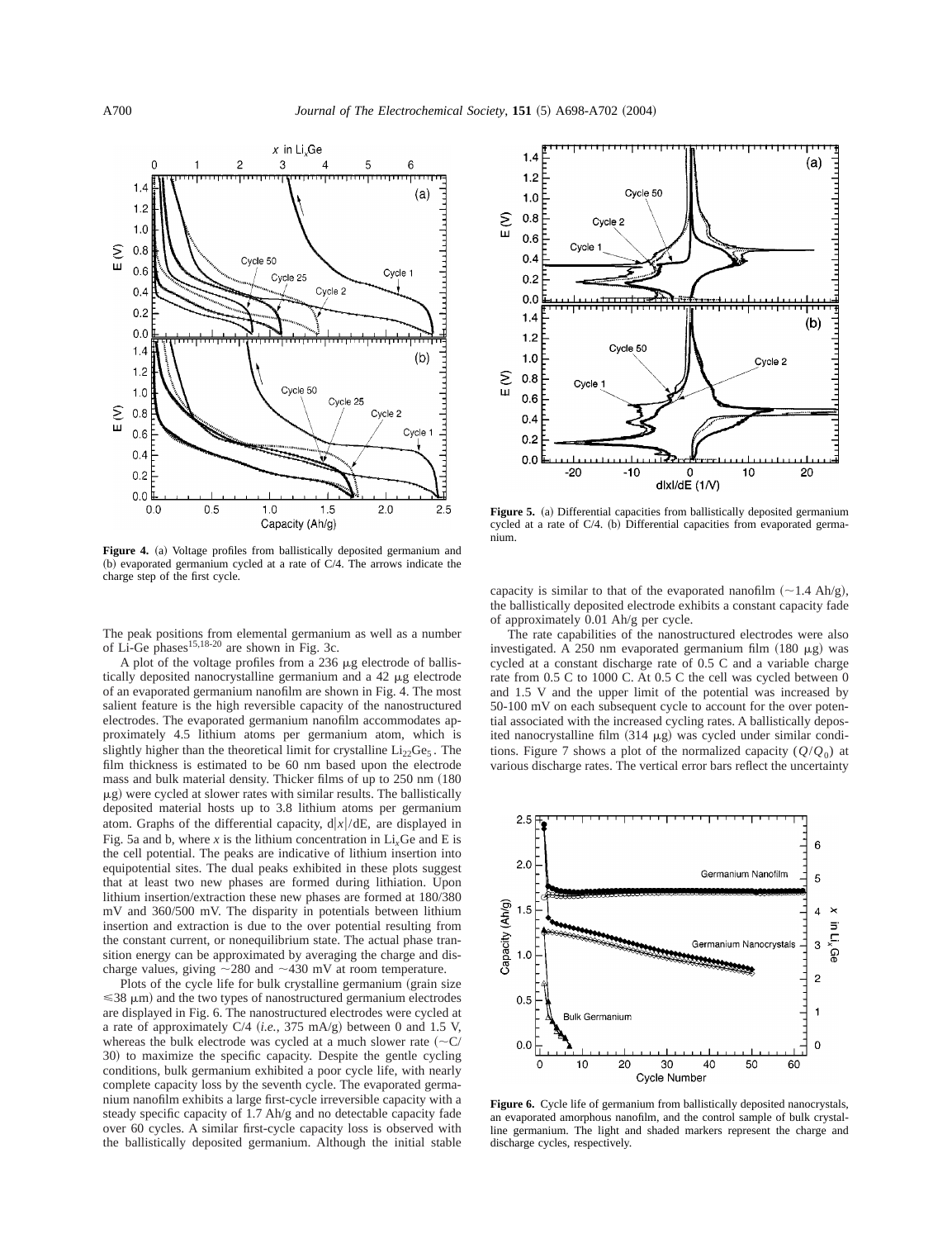Figure 4. (a) Voltage profiles from ballistically deposited germanium and (b) evaporated germanium cycled at a rate of C/4. The arrows indicate the charge step of the first cycle.

Figure 5. (a) Differential capacities from ballistically deposited germanium cycled at a rate of C/4. (b) Differential capacities from evaporated germanium.

The peak positions from elemental germanium as well as a number of Li-Ge phases[15,18-20] are shown in Fig. 3c.

A plot of the voltage profiles from a 236 μg electrode of ballistically deposited nanocrystalline germanium and a 42 μg electrode of an evaporated germanium nanofilm are shown in Fig. 4. The most salient feature is the high reversible capacity of the nanostructured electrodes. The evaporated germanium nanofilm accommodates approximately 4.5 lithium atoms per germanium atom, which is slightly higher than the theoretical limit for crystalline $Li_{22}Ge_5$. The film thickness is estimated to be 60 nm based upon the electrode mass and bulk material density. Thicker films of up to 250 nm (180 μg) were cycled at slower rates with similar results. The ballistically deposited material hosts up to 3.8 lithium atoms per germanium atom. Graphs of the differential capacity, $d|x|/dE$, are displayed in Fig. 5a and b, where $x$ is the lithium concentration in $Li_xGe$ and E is the cell potential. The peaks are indicative of lithium insertion into equipotential sites. The dual peaks exhibited in these plots suggest that at least two new phases are formed during lithiation. Upon lithium insertion/extraction these new phases are formed at 180/380 mV and 360/500 mV. The disparity in potentials between lithium insertion and extraction is due to the over potential resulting from the constant current, or nonequilibrium state. The actual phase transition energy can be approximated by averaging the charge and discharge values, giving ~280 and ~430 mV at room temperature.

Plots of the cycle life for bulk crystalline germanium (grain size ≤38 μm) and the two types of nanostructured germanium electrodes are displayed in Fig. 6. The nanostructured electrodes were cycled at a rate of approximately C/4 (*i.e.*, 375 mA/g) between 0 and 1.5 V, whereas the bulk electrode was cycled at a much slower rate (~C/30) to maximize the specific capacity. Despite the gentle cycling conditions, bulk germanium exhibited a poor cycle life, with nearly complete capacity loss by the seventh cycle. The evaporated germanium nanofilm exhibits a large first-cycle irreversible capacity with a steady specific capacity of 1.7 Ah/g and no detectable capacity fade over 60 cycles. A similar first-cycle capacity loss is observed with the ballistically deposited germanium. Although the initial stable capacity is similar to that of the evaporated nanofilm (~1.4 Ah/g), the ballistically deposited electrode exhibits a constant capacity fade of approximately 0.01 Ah/g per cycle.

The rate capabilities of the nanostructured electrodes were also investigated. A 250 nm evaporated germanium film (180 μg) was cycled at a constant discharge rate of 0.5 C and a variable charge rate from 0.5 C to 1000 C. At 0.5 C the cell was cycled between 0 and 1.5 V and the upper limit of the potential was increased by 50-100 mV on each subsequent cycle to account for the over potential associated with the increased cycling rates. A ballistically deposited nanocrystalline film (314 μg) was cycled under similar conditions. Figure 7 shows a plot of the normalized capacity ($Q/Q_0$) at various discharge rates. The vertical error bars reflect the uncertainty

Figure 6. Cycle life of germanium from ballistically deposited nanocrystals, an evaporated amorphous nanofilm, and the control sample of bulk crystalline germanium. The light and shaded markers represent the charge and discharge cycles, respectively.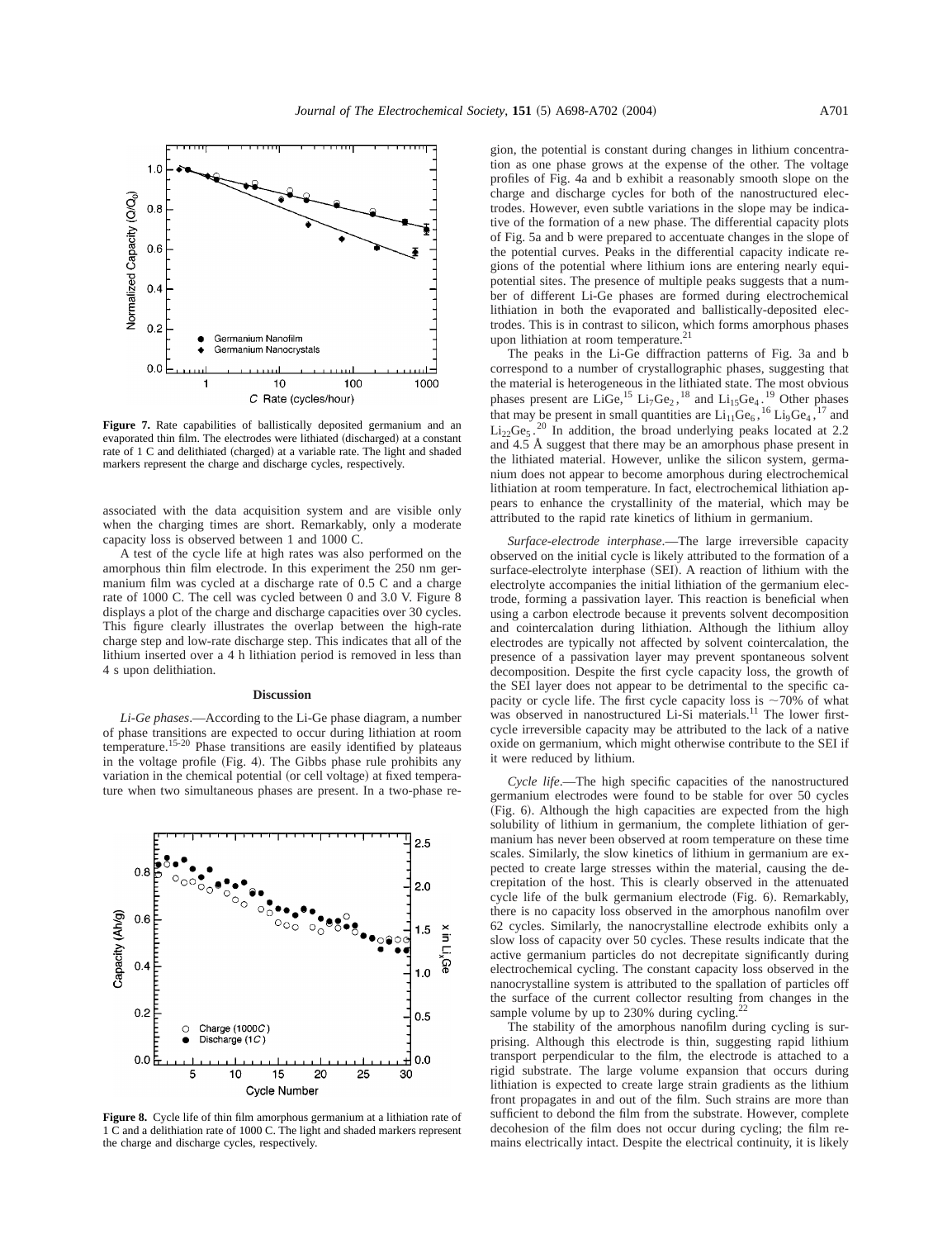**Figure 7.** Rate capabilities of ballistically deposited germanium and an evaporated thin film. The electrodes were lithiated (discharged) at a constant rate of 1 C and delithiated (charged) at a variable rate. The light and shaded markers represent the charge and discharge cycles, respectively.

associated with the data acquisition system and are visible only when the charging times are short. Remarkably, only a moderate capacity loss is observed between 1 and 1000 C.

A test of the cycle life at high rates was also performed on the amorphous thin film electrode. In this experiment the 250 nm germanium film was cycled at a discharge rate of 0.5 C and a charge rate of 1000 C. The cell was cycled between 0 and 3.0 V. Figure 8 displays a plot of the charge and discharge capacities over 30 cycles. This figure clearly illustrates the overlap between the high-rate charge step and low-rate discharge step. This indicates that all of the lithium inserted over a 4 h lithiation period is removed in less than 4 s upon delithiation.

**Figure 8.** Cycle life of thin film amorphous germanium at a lithiation rate of 1 C and a delithiation rate of 1000 C. The light and shaded markers represent the charge and discharge cycles, respectively.

## Discussion

*Li-Ge phases*.—According to the Li-Ge phase diagram, a number of phase transitions are expected to occur during lithiation at room temperature.[15-20] Phase transitions are easily identified by plateaus in the voltage profile (Fig. 4). The Gibbs phase rule prohibits any variation in the chemical potential (or cell voltage) at fixed temperature when two simultaneous phases are present. In a two-phase region, the potential is constant during changes in lithium concentration as one phase grows at the expense of the other. The voltage profiles of Fig. 4a and b exhibit a reasonably smooth slope on the charge and discharge cycles for both of the nanostructured electrodes. However, even subtle variations in the slope may be indicative of the formation of a new phase. The differential capacity plots of Fig. 5a and b were prepared to accentuate changes in the slope of the potential curves. Peaks in the differential capacity indicate regions of the potential where lithium ions are entering nearly equipotential sites. The presence of multiple peaks suggests that a number of different Li-Ge phases are formed during electrochemical lithiation in both the evaporated and ballistically-deposited electrodes. This is in contrast to silicon, which forms amorphous phases upon lithiation at room temperature.[21]

The peaks in the Li-Ge diffraction patterns of Fig. 3a and b correspond to a number of crystallographic phases, suggesting that the material is heterogeneous in the lithiated state. The most obvious phases present are LiGe,[15] $Li_7Ge_2$,[18] and $Li_{15}Ge_4$.[19] Other phases that may be present in small quantities are $Li_{11}Ge_6$,[16] $Li_9Ge_4$,[17] and $Li_{22}Ge_5$.[20] In addition, the broad underlying peaks located at 2.2 and 4.5 Å suggest that there may be an amorphous phase present in the lithiated material. However, unlike the silicon system, germanium does not appear to become amorphous during electrochemical lithiation at room temperature. In fact, electrochemical lithiation appears to enhance the crystallinity of the material, which may be attributed to the rapid rate kinetics of lithium in germanium.

*Surface-electrode interphase*.—The large irreversible capacity observed on the initial cycle is likely attributed to the formation of a surface-electrolyte interphase (SEI). A reaction of lithium with the electrolyte accompanies the initial lithiation of the germanium electrode, forming a passivation layer. This reaction is beneficial when using a carbon electrode because it prevents solvent decomposition and cointercalation during lithiation. Although the lithium alloy electrodes are typically not affected by solvent cointercalation, the presence of a passivation layer may prevent spontaneous solvent decomposition. Despite the first cycle capacity loss, the growth of the SEI layer does not appear to be detrimental to the specific capacity or cycle life. The first cycle capacity loss is ~70% of what was observed in nanostructured Li-Si materials.[11] The lower first-cycle irreversible capacity may be attributed to the lack of a native oxide on germanium, which might otherwise contribute to the SEI if it were reduced by lithium.

*Cycle life*.—The high specific capacities of the nanostructured germanium electrodes were found to be stable for over 50 cycles (Fig. 6). Although the high capacities are expected from the high solubility of lithium in germanium, the complete lithiation of germanium has never been observed at room temperature on these time scales. Similarly, the slow kinetics of lithium in germanium are expected to create large stresses within the material, causing the decrepitation of the host. This is clearly observed in the attenuated cycle life of the bulk germanium electrode (Fig. 6). Remarkably, there is no capacity loss observed in the amorphous nanofilm over 62 cycles. Similarly, the nanocrystalline electrode exhibits only a slow loss of capacity over 50 cycles. These results indicate that the active germanium particles do not decrepitate significantly during electrochemical cycling. The constant capacity loss observed in the nanocrystalline system is attributed to the spallation of particles off the surface of the current collector resulting from changes in the sample volume by up to 230% during cycling.[22]

The stability of the amorphous nanofilm during cycling is surprising. Although this electrode is thin, suggesting rapid lithium transport perpendicular to the film, the electrode is attached to a rigid substrate. The large volume expansion that occurs during lithiation is expected to create large strain gradients as the lithium front propagates in and out of the film. Such strains are more than sufficient to debond the film from the substrate. However, complete decohesion of the film does not occur during cycling; the film remains electrically intact. Despite the electrical continuity, it is likely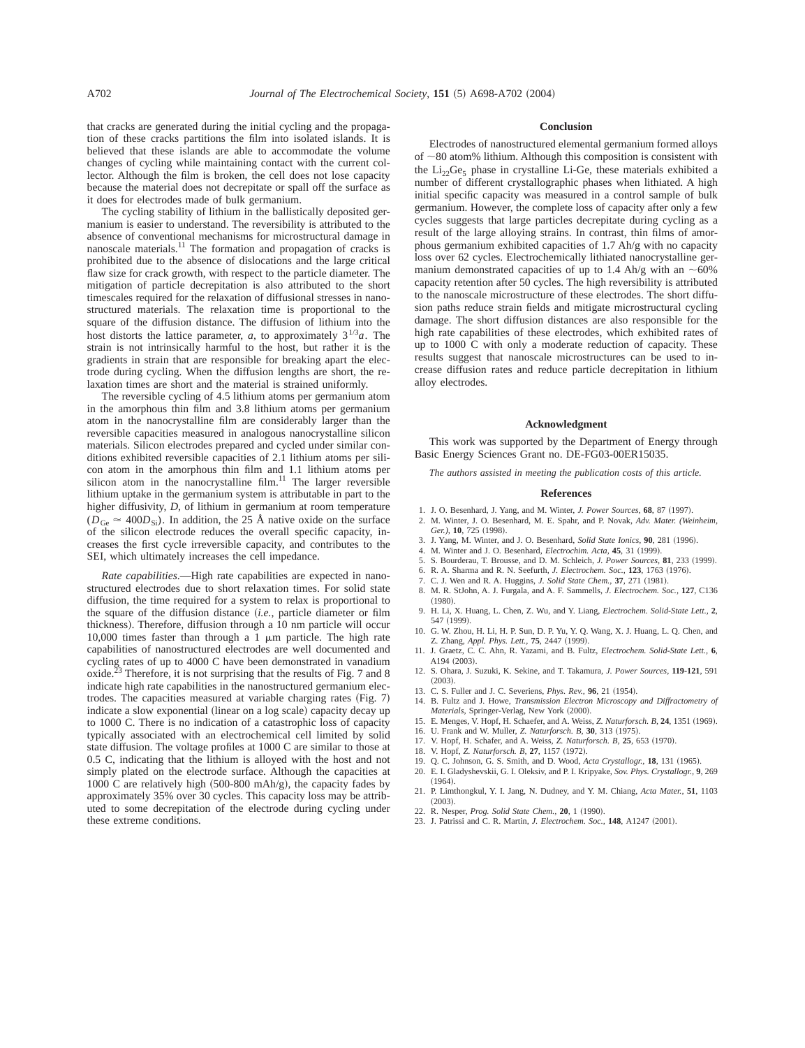that cracks are generated during the initial cycling and the propagation of these cracks partitions the film into isolated islands. It is believed that these islands are able to accommodate the volume changes of cycling while maintaining contact with the current collector. Although the film is broken, the cell does not lose capacity because the material does not decrepitate or spall off the surface as it does for electrodes made of bulk germanium.

The cycling stability of lithium in the ballistically deposited germanium is easier to understand. The reversibility is attributed to the absence of conventional mechanisms for microstructural damage in nanoscale materials.[11] The formation and propagation of cracks is prohibited due to the absence of dislocations and the large critical flaw size for crack growth, with respect to the particle diameter. The mitigation of particle decrepitation is also attributed to the short timescales required for the relaxation of diffusional stresses in nanostructured materials. The relaxation time is proportional to the square of the diffusion distance. The diffusion of lithium into the host distorts the lattice parameter, $a$, to approximately $3^{1/3}a$. The strain is not intrinsically harmful to the host, but rather it is the gradients in strain that are responsible for breaking apart the electrode during cycling. When the diffusion lengths are short, the relaxation times are short and the material is strained uniformly.

The reversible cycling of 4.5 lithium atoms per germanium atom in the amorphous thin film and 3.8 lithium atoms per germanium atom in the nanocrystalline film are considerably larger than the reversible capacities measured in analogous nanocrystalline silicon materials. Silicon electrodes prepared and cycled under similar conditions exhibited reversible capacities of 2.1 lithium atoms per silicon atom in the amorphous thin film and 1.1 lithium atoms per silicon atom in the nanocrystalline film.[11] The larger reversible lithium uptake in the germanium system is attributable in part to the higher diffusivity, $D$, of lithium in germanium at room temperature ($D_{Ge} \approx 400D_{Si}$). In addition, the 25 Å native oxide on the surface of the silicon electrode reduces the overall specific capacity, increases the first cycle irreversible capacity, and contributes to the SEI, which ultimately increases the cell impedance.

*Rate capabilities.*—High rate capabilities are expected in nanostructured electrodes due to short relaxation times. For solid state diffusion, the time required for a system to relax is proportional to the square of the diffusion distance (*i.e.*, particle diameter or film thickness). Therefore, diffusion through a 10 nm particle will occur 10,000 times faster than through a 1 μm particle. The high rate capabilities of nanostructured electrodes are well documented and cycling rates of up to 4000 C have been demonstrated in vanadium oxide.[23] Therefore, it is not surprising that the results of Fig. 7 and 8 indicate high rate capabilities in the nanostructured germanium electrodes. The capacities measured at variable charging rates (Fig. 7) indicate a slow exponential (linear on a log scale) capacity decay up to 1000 C. There is no indication of a catastrophic loss of capacity typically associated with an electrochemical cell limited by solid state diffusion. The voltage profiles at 1000 C are similar to those at 0.5 C, indicating that the lithium is alloyed with the host and not simply plated on the electrode surface. Although the capacities at 1000 C are relatively high (500-800 mAh/g), the capacity fades by approximately 35% over 30 cycles. This capacity loss may be attributed to some decrepitation of the electrode during cycling under these extreme conditions.

## Conclusion

Electrodes of nanostructured elemental germanium formed alloys of ~80 atom% lithium. Although this composition is consistent with the $Li_{22}Ge_5$ phase in crystalline Li-Ge, these materials exhibited a number of different crystallographic phases when lithiated. A high initial specific capacity was measured in a control sample of bulk germanium. However, the complete loss of capacity after only a few cycles suggests that large particles decrepitate during cycling as a result of the large alloying strains. In contrast, thin films of amorphous germanium exhibited capacities of 1.7 Ah/g with no capacity loss over 62 cycles. Electrochemically lithiated nanocrystalline germanium demonstrated capacities of up to 1.4 Ah/g with an ~60% capacity retention after 50 cycles. The high reversibility is attributed to the nanoscale microstructure of these electrodes. The short diffusion paths reduce strain fields and mitigate microstructural cycling damage. The short diffusion distances are also responsible for the high rate capabilities of these electrodes, which exhibited rates of up to 1000 C with only a moderate reduction of capacity. These results suggest that nanoscale microstructures can be used to increase diffusion rates and reduce particle decrepitation in lithium alloy electrodes.

## Acknowledgment

This work was supported by the Department of Energy through Basic Energy Sciences Grant no. DE-FG03-00ER15035.

*The authors assisted in meeting the publication costs of this article.*

## References

1. J. O. Besenhard, J. Yang, and M. Winter, *J. Power Sources*, **68**, 87 (1997).
2. M. Winter, J. O. Besenhard, M. E. Spahr, and P. Novak, *Adv. Mater. (Weinheim, Ger.)*, **10**, 725 (1998).
3. J. Yang, M. Winter, and J. O. Besenhard, *Solid State Ionics*, **90**, 281 (1996).
4. M. Winter and J. O. Besenhard, *Electrochim. Acta*, **45**, 31 (1999).
5. S. Bourderau, T. Brousse, and D. M. Schleich, *J. Power Sources*, **81**, 233 (1999).
6. R. A. Sharma and R. N. Seefurth, *J. Electrochem. Soc.*, **123**, 1763 (1976).
7. C. J. Wen and R. A. Huggins, *J. Solid State Chem.*, **37**, 271 (1981).
8. M. R. StJohn, A. J. Furgala, and A. F. Sammells, *J. Electrochem. Soc.*, **127**, C136 (1980).
9. H. Li, X. Huang, L. Chen, Z. Wu, and Y. Liang, *Electrochem. Solid-State Lett.*, **2**, 547 (1999).
10. G. W. Zhou, H. Li, H. P. Sun, D. P. Yu, Y. Q. Wang, X. J. Huang, L. Q. Chen, and Z. Zhang, *Appl. Phys. Lett.*, **75**, 2447 (1999).
11. J. Graetz, C. C. Ahn, R. Yazami, and B. Fultz, *Electrochem. Solid-State Lett.*, **6**, A194 (2003).
12. S. Ohara, J. Suzuki, K. Sekine, and T. Takamura, *J. Power Sources*, **119-121**, 591 (2003).
13. C. S. Fuller and J. C. Severiens, *Phys. Rev.*, **96**, 21 (1954).
14. B. Fultz and J. Howe, *Transmission Electron Microscopy and Diffractometry of Materials*, Springer-Verlag, New York (2000).
15. E. Menges, V. Hopf, H. Schaefer, and A. Weiss, *Z. Naturforsch. B*, **24**, 1351 (1969).
16. U. Frank and W. Muller, *Z. Naturforsch. B*, **30**, 313 (1975).
17. V. Hopf, H. Schafer, and A. Weiss, *Z. Naturforsch. B*, **25**, 653 (1970).
18. V. Hopf, *Z. Naturforsch. B*, **27**, 1157 (1972).
19. Q. C. Johnson, G. S. Smith, and D. Wood, *Acta Crystallogr.*, **18**, 131 (1965).
20. E. I. Gladyshevskii, G. I. Oleksiv, and P. I. Kripyake, *Sov. Phys. Crystallogr.*, **9**, 269 (1964).
21. P. Limthongkul, Y. I. Jang, N. Dudney, and Y. M. Chiang, *Acta Mater.*, **51**, 1103 (2003).
22. R. Nesper, *Prog. Solid State Chem.*, **20**, 1 (1990).
23. J. Patrissi and C. R. Martin, *J. Electrochem. Soc.*, **148**, A1247 (2001).